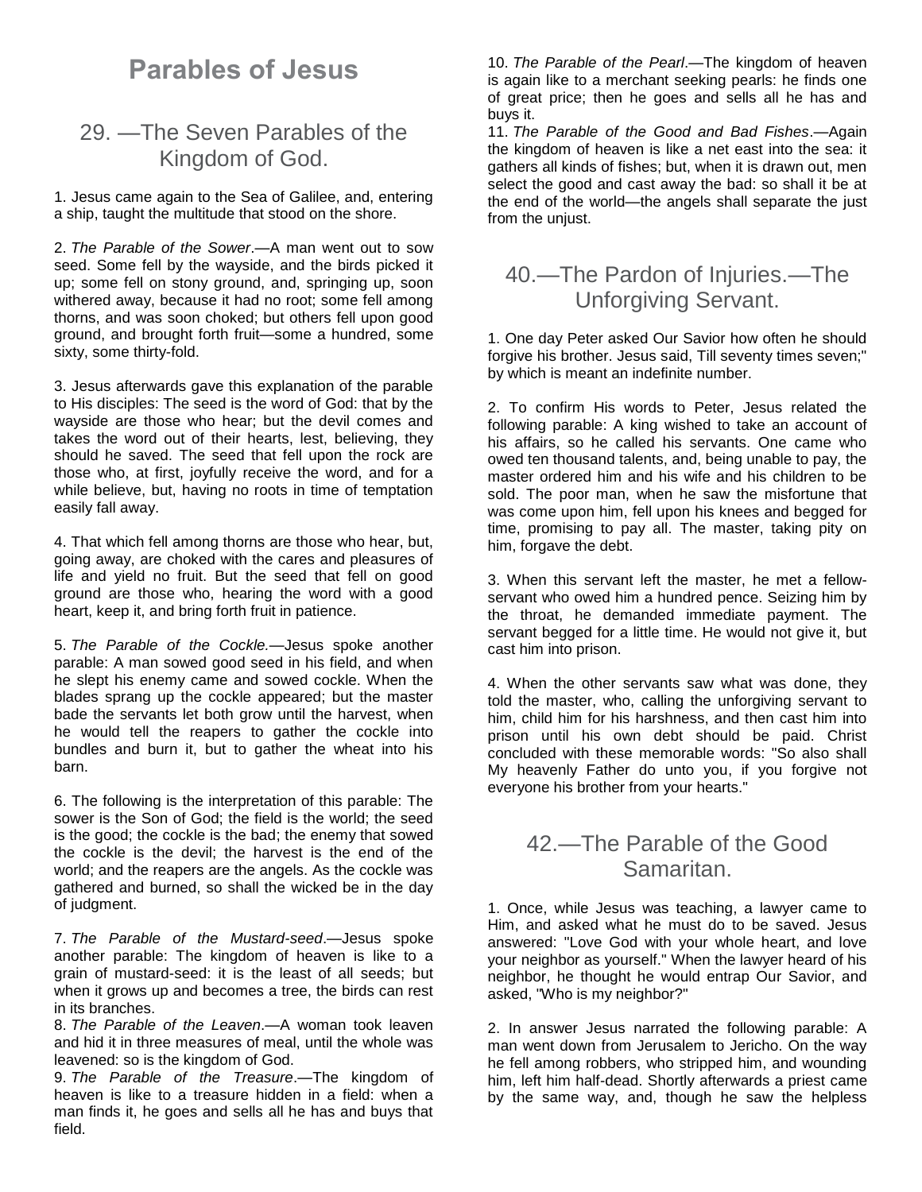# Parables of Jesus

## 29. —The Seven Parables of the Kingdom of God.

1. Jesus came again to the Sea of Galilee, and, entering a ship, taught the multitude that stood on the shore.

2. *The Parable of the Sower*.—A man went out to sow seed. Some fell by the wayside, and the birds picked it up; some fell on stony ground, and, springing up, soon withered away, because it had no root; some fell among thorns, and was soon choked; but others fell upon good ground, and brought forth fruit—some a hundred, some sixty, some thirty-fold.

3. Jesus afterwards gave this explanation of the parable to His disciples: The seed is the word of God: that by the wayside are those who hear; but the devil comes and takes the word out of their hearts, lest, believing, they should he saved. The seed that fell upon the rock are those who, at first, joyfully receive the word, and for a while believe, but, having no roots in time of temptation easily fall away.

4. That which fell among thorns are those who hear, but, going away, are choked with the cares and pleasures of life and yield no fruit. But the seed that fell on good ground are those who, hearing the word with a good heart, keep it, and bring forth fruit in patience.

5. *The Parable of the Cockle.*—Jesus spoke another parable: A man sowed good seed in his field, and when he slept his enemy came and sowed cockle. When the blades sprang up the cockle appeared; but the master bade the servants let both grow until the harvest, when he would tell the reapers to gather the cockle into bundles and burn it, but to gather the wheat into his barn.

6. The following is the interpretation of this parable: The sower is the Son of God; the field is the world; the seed is the good; the cockle is the bad; the enemy that sowed the cockle is the devil; the harvest is the end of the world; and the reapers are the angels. As the cockle was gathered and burned, so shall the wicked be in the day of judgment.

7. *The Parable of the Mustard-seed*.—Jesus spoke another parable: The kingdom of heaven is like to a grain of mustard-seed: it is the least of all seeds; but when it grows up and becomes a tree, the birds can rest in its branches.

8. *The Parable of the Leaven*.—A woman took leaven and hid it in three measures of meal, until the whole was leavened: so is the kingdom of God.

9. *The Parable of the Treasure*.—The kingdom of heaven is like to a treasure hidden in a field: when a man finds it, he goes and sells all he has and buys that field.

10. *The Parable of the Pearl*.—The kingdom of heaven is again like to a merchant seeking pearls: he finds one of great price; then he goes and sells all he has and buys it.

11. *The Parable of the Good and Bad Fishes*.—Again the kingdom of heaven is like a net east into the sea: it gathers all kinds of fishes; but, when it is drawn out, men select the good and cast away the bad: so shall it be at the end of the world—the angels shall separate the just from the unjust.

## 40.—The Pardon of Injuries.—The Unforgiving Servant.

1. One day Peter asked Our Savior how often he should forgive his brother. Jesus said, Till seventy times seven;" by which is meant an indefinite number.

2. To confirm His words to Peter, Jesus related the following parable: A king wished to take an account of his affairs, so he called his servants. One came who owed ten thousand talents, and, being unable to pay, the master ordered him and his wife and his children to be sold. The poor man, when he saw the misfortune that was come upon him, fell upon his knees and begged for time, promising to pay all. The master, taking pity on him, forgave the debt.

3. When this servant left the master, he met a fellow-servant who owed him a hundred pence. Seizing him by the throat, he demanded immediate payment. The servant begged for a little time. He would not give it, but cast him into prison.

4. When the other servants saw what was done, they told the master, who, calling the unforgiving servant to him, child him for his harshness, and then cast him into prison until his own debt should be paid. Christ concluded with these memorable words: "So also shall My heavenly Father do unto you, if you forgive not everyone his brother from your hearts."

## 42.—The Parable of the Good Samaritan.

1. Once, while Jesus was teaching, a lawyer came to Him, and asked what he must do to be saved. Jesus answered: "Love God with your whole heart, and love your neighbor as yourself." When the lawyer heard of his neighbor, he thought he would entrap Our Savior, and asked, "Who is my neighbor?"

2. In answer Jesus narrated the following parable: A man went down from Jerusalem to Jericho. On the way he fell among robbers, who stripped him, and wounding him, left him half-dead. Shortly afterwards a priest came by the same way, and, though he saw the helpless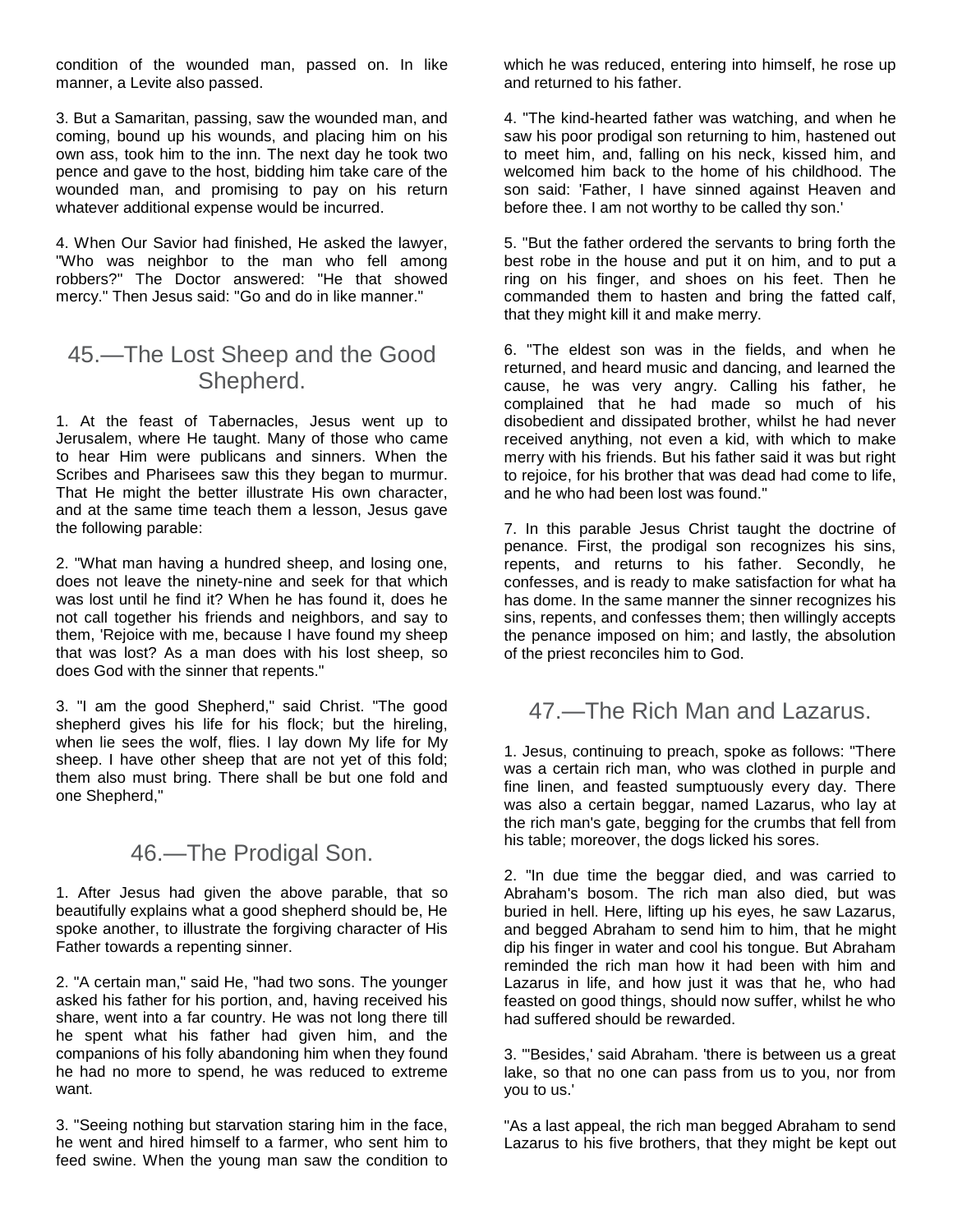condition of the wounded man, passed on. In like manner, a Levite also passed.

3. But a Samaritan, passing, saw the wounded man, and coming, bound up his wounds, and placing him on his own ass, took him to the inn. The next day he took two pence and gave to the host, bidding him take care of the wounded man, and promising to pay on his return whatever additional expense would be incurred.

4. When Our Savior had finished, He asked the lawyer, "Who was neighbor to the man who fell among robbers?" The Doctor answered: "He that showed mercy." Then Jesus said: "Go and do in like manner."

## 45.—The Lost Sheep and the Good Shepherd.

1. At the feast of Tabernacles, Jesus went up to Jerusalem, where He taught. Many of those who came to hear Him were publicans and sinners. When the Scribes and Pharisees saw this they began to murmur. That He might the better illustrate His own character, and at the same time teach them a lesson, Jesus gave the following parable:

2. "What man having a hundred sheep, and losing one, does not leave the ninety-nine and seek for that which was lost until he find it? When he has found it, does he not call together his friends and neighbors, and say to them, 'Rejoice with me, because I have found my sheep that was lost? As a man does with his lost sheep, so does God with the sinner that repents."

3. "I am the good Shepherd," said Christ. "The good shepherd gives his life for his flock; but the hireling, when lie sees the wolf, flies. I lay down My life for My sheep. I have other sheep that are not yet of this fold; them also must bring. There shall be but one fold and one Shepherd,"

## 46.—The Prodigal Son.

1. After Jesus had given the above parable, that so beautifully explains what a good shepherd should be, He spoke another, to illustrate the forgiving character of His Father towards a repenting sinner.

2. "A certain man," said He, "had two sons. The younger asked his father for his portion, and, having received his share, went into a far country. He was not long there till he spent what his father had given him, and the companions of his folly abandoning him when they found he had no more to spend, he was reduced to extreme want.

3. "Seeing nothing but starvation staring him in the face, he went and hired himself to a farmer, who sent him to feed swine. When the young man saw the condition to which he was reduced, entering into himself, he rose up and returned to his father.

4. "The kind-hearted father was watching, and when he saw his poor prodigal son returning to him, hastened out to meet him, and, falling on his neck, kissed him, and welcomed him back to the home of his childhood. The son said: 'Father, I have sinned against Heaven and before thee. I am not worthy to be called thy son.'

5. "But the father ordered the servants to bring forth the best robe in the house and put it on him, and to put a ring on his finger, and shoes on his feet. Then he commanded them to hasten and bring the fatted calf, that they might kill it and make merry.

6. "The eldest son was in the fields, and when he returned, and heard music and dancing, and learned the cause, he was very angry. Calling his father, he complained that he had made so much of his disobedient and dissipated brother, whilst he had never received anything, not even a kid, with which to make merry with his friends. But his father said it was but right to rejoice, for his brother that was dead had come to life, and he who had been lost was found."

7. In this parable Jesus Christ taught the doctrine of penance. First, the prodigal son recognizes his sins, repents, and returns to his father. Secondly, he confesses, and is ready to make satisfaction for what ha has dome. In the same manner the sinner recognizes his sins, repents, and confesses them; then willingly accepts the penance imposed on him; and lastly, the absolution of the priest reconciles him to God.

## 47.—The Rich Man and Lazarus.

1. Jesus, continuing to preach, spoke as follows: "There was a certain rich man, who was clothed in purple and fine linen, and feasted sumptuously every day. There was also a certain beggar, named Lazarus, who lay at the rich man's gate, begging for the crumbs that fell from his table; moreover, the dogs licked his sores.

2. "In due time the beggar died, and was carried to Abraham's bosom. The rich man also died, but was buried in hell. Here, lifting up his eyes, he saw Lazarus, and begged Abraham to send him to him, that he might dip his finger in water and cool his tongue. But Abraham reminded the rich man how it had been with him and Lazarus in life, and how just it was that he, who had feasted on good things, should now suffer, whilst he who had suffered should be rewarded.

3. "'Besides,' said Abraham. 'there is between us a great lake, so that no one can pass from us to you, nor from you to us.'

"As a last appeal, the rich man begged Abraham to send Lazarus to his five brothers, that they might be kept out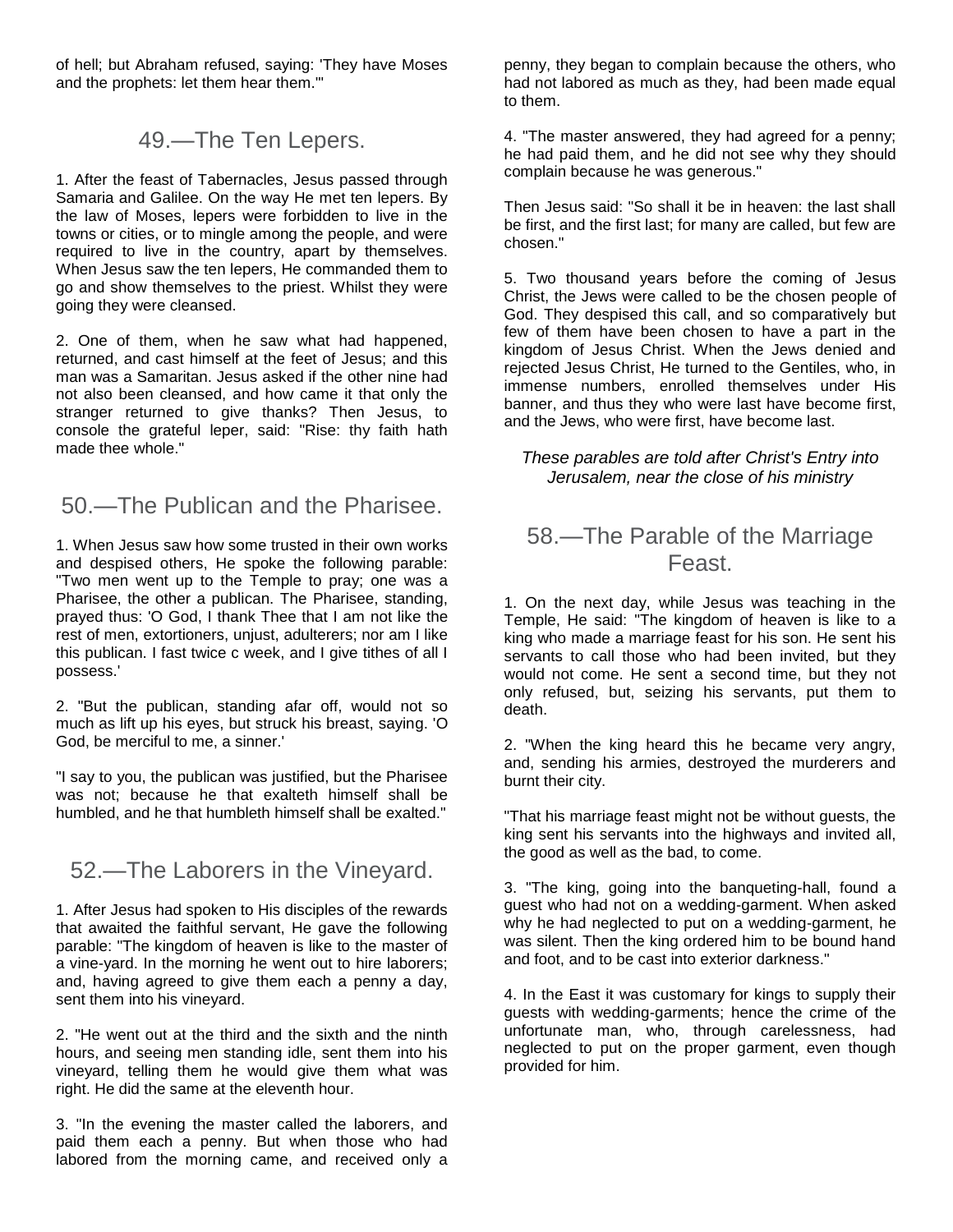of hell; but Abraham refused, saying: 'They have Moses and the prophets: let them hear them.'"

## 49.—The Ten Lepers.

1. After the feast of Tabernacles, Jesus passed through Samaria and Galilee. On the way He met ten lepers. By the law of Moses, lepers were forbidden to live in the towns or cities, or to mingle among the people, and were required to live in the country, apart by themselves. When Jesus saw the ten lepers, He commanded them to go and show themselves to the priest. Whilst they were going they were cleansed.

2. One of them, when he saw what had happened, returned, and cast himself at the feet of Jesus; and this man was a Samaritan. Jesus asked if the other nine had not also been cleansed, and how came it that only the stranger returned to give thanks? Then Jesus, to console the grateful leper, said: "Rise: thy faith hath made thee whole."

## 50.—The Publican and the Pharisee.

1. When Jesus saw how some trusted in their own works and despised others, He spoke the following parable: "Two men went up to the Temple to pray; one was a Pharisee, the other a publican. The Pharisee, standing, prayed thus: 'O God, I thank Thee that I am not like the rest of men, extortioners, unjust, adulterers; nor am I like this publican. I fast twice c week, and I give tithes of all I possess.'

2. "But the publican, standing afar off, would not so much as lift up his eyes, but struck his breast, saying. 'O God, be merciful to me, a sinner.'

"I say to you, the publican was justified, but the Pharisee was not; because he that exalteth himself shall be humbled, and he that humbleth himself shall be exalted."

## 52.—The Laborers in the Vineyard.

1. After Jesus had spoken to His disciples of the rewards that awaited the faithful servant, He gave the following parable: "The kingdom of heaven is like to the master of a vine-yard. In the morning he went out to hire laborers; and, having agreed to give them each a penny a day, sent them into his vineyard.

2. "He went out at the third and the sixth and the ninth hours, and seeing men standing idle, sent them into his vineyard, telling them he would give them what was right. He did the same at the eleventh hour.

3. "In the evening the master called the laborers, and paid them each a penny. But when those who had labored from the morning came, and received only a penny, they began to complain because the others, who had not labored as much as they, had been made equal to them.

4. "The master answered, they had agreed for a penny; he had paid them, and he did not see why they should complain because he was generous."

Then Jesus said: "So shall it be in heaven: the last shall be first, and the first last; for many are called, but few are chosen."

5. Two thousand years before the coming of Jesus Christ, the Jews were called to be the chosen people of God. They despised this call, and so comparatively but few of them have been chosen to have a part in the kingdom of Jesus Christ. When the Jews denied and rejected Jesus Christ, He turned to the Gentiles, who, in immense numbers, enrolled themselves under His banner, and thus they who were last have become first, and the Jews, who were first, have become last.

*These parables are told after Christ's Entry into Jerusalem, near the close of his ministry*

## 58.—The Parable of the Marriage Feast.

1. On the next day, while Jesus was teaching in the Temple, He said: "The kingdom of heaven is like to a king who made a marriage feast for his son. He sent his servants to call those who had been invited, but they would not come. He sent a second time, but they not only refused, but, seizing his servants, put them to death.

2. "When the king heard this he became very angry, and, sending his armies, destroyed the murderers and burnt their city.

"That his marriage feast might not be without guests, the king sent his servants into the highways and invited all, the good as well as the bad, to come.

3. "The king, going into the banqueting-hall, found a guest who had not on a wedding-garment. When asked why he had neglected to put on a wedding-garment, he was silent. Then the king ordered him to be bound hand and foot, and to be cast into exterior darkness."

4. In the East it was customary for kings to supply their guests with wedding-garments; hence the crime of the unfortunate man, who, through carelessness, had neglected to put on the proper garment, even though provided for him.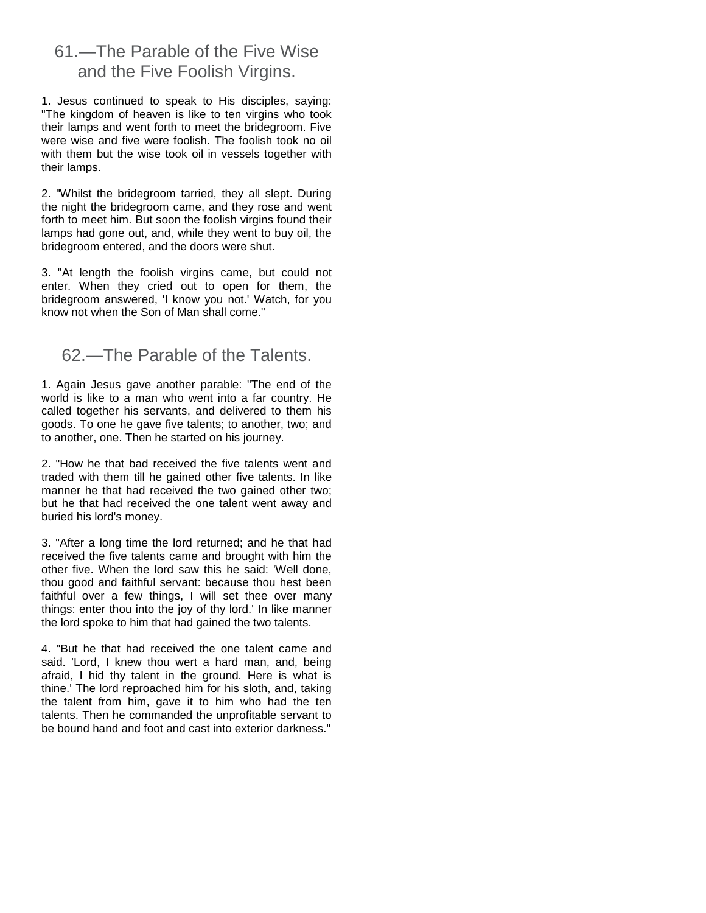## 61.—The Parable of the Five Wise and the Five Foolish Virgins.

1. Jesus continued to speak to His disciples, saying: "The kingdom of heaven is like to ten virgins who took their lamps and went forth to meet the bridegroom. Five were wise and five were foolish. The foolish took no oil with them but the wise took oil in vessels together with their lamps.

2. "Whilst the bridegroom tarried, they all slept. During the night the bridegroom came, and they rose and went forth to meet him. But soon the foolish virgins found their lamps had gone out, and, while they went to buy oil, the bridegroom entered, and the doors were shut.

3. "At length the foolish virgins came, but could not enter. When they cried out to open for them, the bridegroom answered, 'I know you not.' Watch, for you know not when the Son of Man shall come."

## 62.—The Parable of the Talents.

1. Again Jesus gave another parable: "The end of the world is like to a man who went into a far country. He called together his servants, and delivered to them his goods. To one he gave five talents; to another, two; and to another, one. Then he started on his journey.

2. "How he that bad received the five talents went and traded with them till he gained other five talents. In like manner he that had received the two gained other two; but he that had received the one talent went away and buried his lord's money.

3. "After a long time the lord returned; and he that had received the five talents came and brought with him the other five. When the lord saw this he said: 'Well done, thou good and faithful servant: because thou hest been faithful over a few things, I will set thee over many things: enter thou into the joy of thy lord.' In like manner the lord spoke to him that had gained the two talents.

4. "But he that had received the one talent came and said. 'Lord, I knew thou wert a hard man, and, being afraid, I hid thy talent in the ground. Here is what is thine.' The lord reproached him for his sloth, and, taking the talent from him, gave it to him who had the ten talents. Then he commanded the unprofitable servant to be bound hand and foot and cast into exterior darkness."